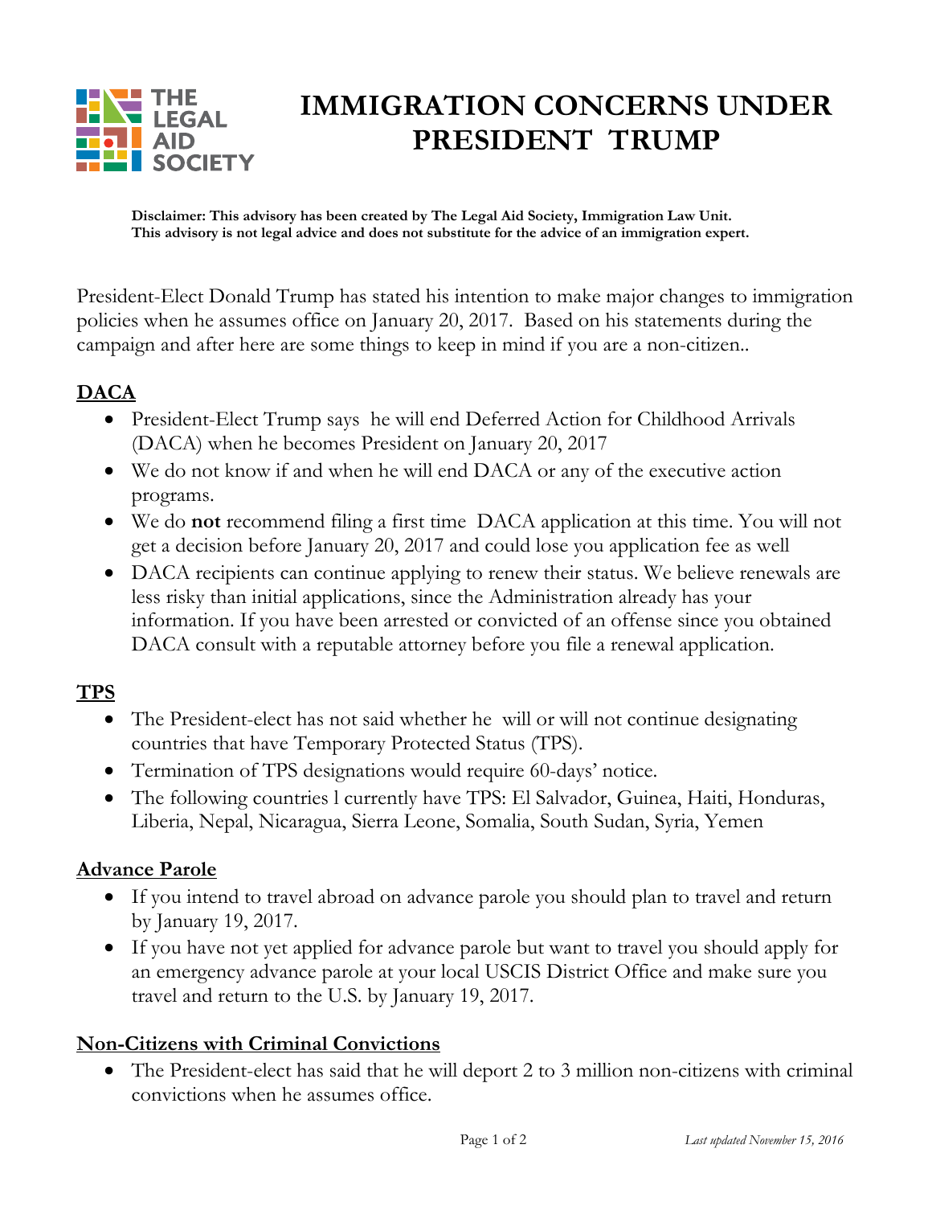THE LEGAL AID SOCIETY

# IMMIGRATION CONCERNS UNDER PRESIDENT TRUMP

**Disclaimer: This advisory has been created by The Legal Aid Society, Immigration Law Unit. This advisory is not legal advice and does not substitute for the advice of an immigration expert.**

President-Elect Donald Trump has stated his intention to make major changes to immigration policies when he assumes office on January 20, 2017. Based on his statements during the campaign and after here are some things to keep in mind if you are a non-citizen..

## DACA

- President-Elect Trump says he will end Deferred Action for Childhood Arrivals (DACA) when he becomes President on January 20, 2017
- We do not know if and when he will end DACA or any of the executive action programs.
- We do **not** recommend filing a first time DACA application at this time. You will not get a decision before January 20, 2017 and could lose you application fee as well
- DACA recipients can continue applying to renew their status. We believe renewals are less risky than initial applications, since the Administration already has your information. If you have been arrested or convicted of an offense since you obtained DACA consult with a reputable attorney before you file a renewal application.

## TPS

- The President-elect has not said whether he will or will not continue designating countries that have Temporary Protected Status (TPS).
- Termination of TPS designations would require 60-days' notice.
- The following countries l currently have TPS: El Salvador, Guinea, Haiti, Honduras, Liberia, Nepal, Nicaragua, Sierra Leone, Somalia, South Sudan, Syria, Yemen

## Advance Parole

- If you intend to travel abroad on advance parole you should plan to travel and return by January 19, 2017.
- If you have not yet applied for advance parole but want to travel you should apply for an emergency advance parole at your local USCIS District Office and make sure you travel and return to the U.S. by January 19, 2017.

## Non-Citizens with Criminal Convictions

- The President-elect has said that he will deport 2 to 3 million non-citizens with criminal convictions when he assumes office.

*Last updated November 15, 2016*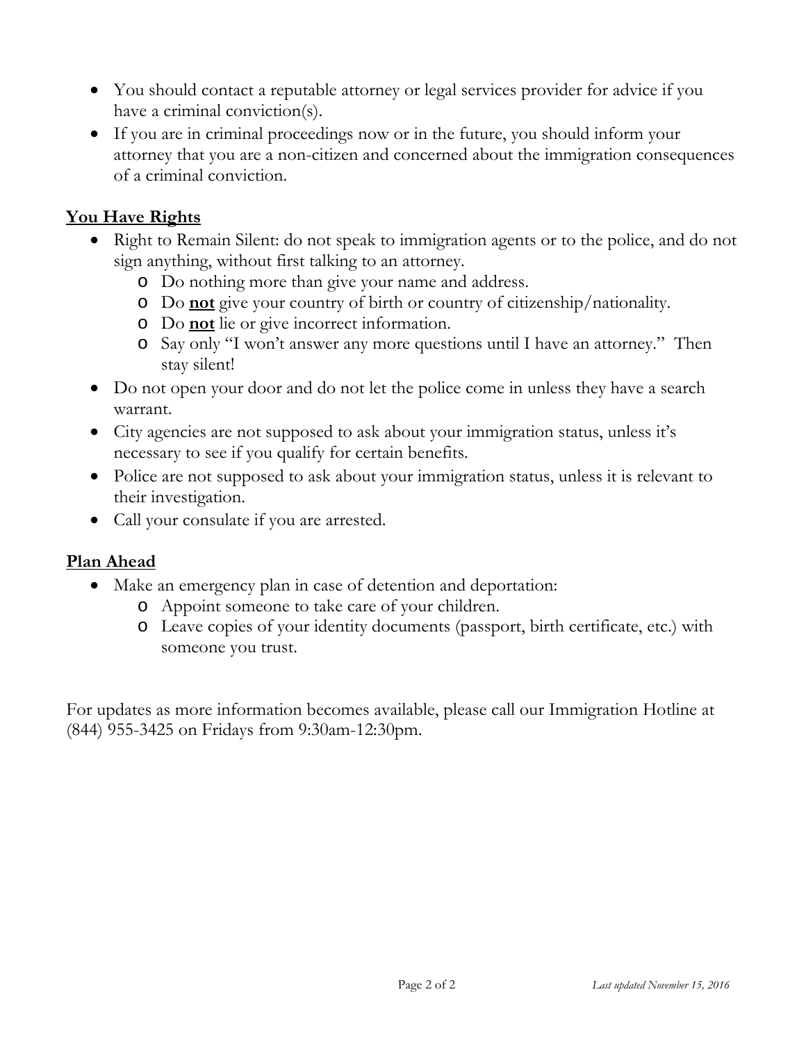- You should contact a reputable attorney or legal services provider for advice if you have a criminal conviction(s).
- If you are in criminal proceedings now or in the future, you should inform your attorney that you are a non-citizen and concerned about the immigration consequences of a criminal conviction.

## You Have Rights

- Right to Remain Silent: do not speak to immigration agents or to the police, and do not sign anything, without first talking to an attorney.
  - Do nothing more than give your name and address.
  - Do **not** give your country of birth or country of citizenship/nationality.
  - Do **not** lie or give incorrect information.
  - Say only "I won't answer any more questions until I have an attorney." Then stay silent!
- Do not open your door and do not let the police come in unless they have a search warrant.
- City agencies are not supposed to ask about your immigration status, unless it's necessary to see if you qualify for certain benefits.
- Police are not supposed to ask about your immigration status, unless it is relevant to their investigation.
- Call your consulate if you are arrested.

## Plan Ahead

- Make an emergency plan in case of detention and deportation:
  - Appoint someone to take care of your children.
  - Leave copies of your identity documents (passport, birth certificate, etc.) with someone you trust.

For updates as more information becomes available, please call our Immigration Hotline at (844) 955-3425 on Fridays from 9:30am-12:30pm.

*Last updated November 15, 2016*